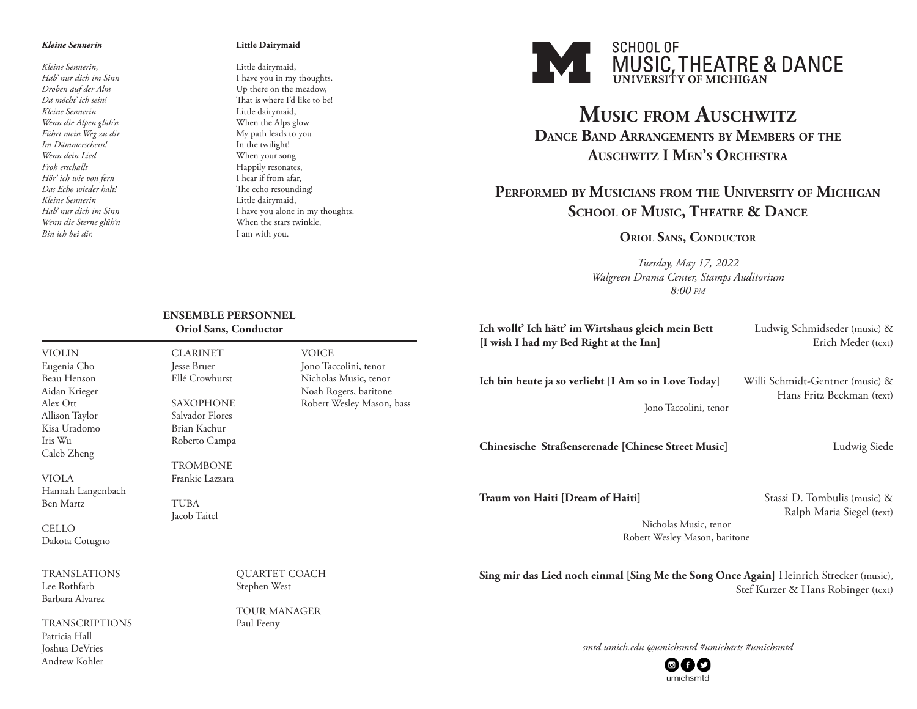***Kleine Sennerin***

*Kleine Sennerin,*
*Hab' nur dich im Sinn*
*Droben auf der Alm*
*Da möcht' ich sein!*
*Kleine Sennerin*
*Wenn die Alpen glüh'n*
*Führt mein Weg zu dir*
*Im Dämmerschein!*
*Wenn dein Lied*
*Froh erschallt*
*Hör' ich wie von fern*
*Das Echo wieder halt!*
*Kleine Sennerin*
*Hab' nur dich im Sinn*
*Wenn die Sterne glüh'n*
*Bin ich bei dir.*

**Little Dairymaid**

Little dairymaid,
I have you in my thoughts.
Up there on the meadow,
That is where I'd like to be!
Little dairymaid,
When the Alps glow
My path leads to you
In the twilight!
When your song
Happily resonates,
I hear if from afar,
The echo resounding!
Little dairymaid,
I have you alone in my thoughts.
When the stars twinkle,
I am with you.

## ENSEMBLE PERSONNEL
**Oriol Sans, Conductor**

VIOLIN
Eugenia Cho
Beau Henson
Aidan Krieger
Alex Ott
Allison Taylor
Kisa Uradomo
Iris Wu
Caleb Zheng

VIOLA
Hannah Langenbach
Ben Martz

CELLO
Dakota Cotugno

CLARINET
Jesse Bruer
Ellé Crowhurst

SAXOPHONE
Salvador Flores
Brian Kachur
Roberto Campa

TROMBONE
Frankie Lazzara

TUBA
Jacob Taitel

VOICE
Jono Taccolini, tenor
Nicholas Music, tenor
Noah Rogers, baritone
Robert Wesley Mason, bass

TRANSLATIONS
Lee Rothfarb
Barbara Alvarez

TRANSCRIPTIONS
Patricia Hall
Joshua DeVries
Andrew Kohler

QUARTET COACH
Stephen West

TOUR MANAGER
Paul Feeny

SCHOOL OF MUSIC, THEATRE & DANCE
UNIVERSITY OF MICHIGAN

# Music from Auschwitz
## Dance Band Arrangements by Members of the Auschwitz I Men's Orchestra

## Performed by Musicians from the University of Michigan School of Music, Theatre & Dance

### Oriol Sans, Conductor

*Tuesday, May 17, 2022*
*Walgreen Drama Center, Stamps Auditorium*
*8:00 PM*

**Ich wollt' Ich hätt' im Wirtshaus gleich mein Bett [I wish I had my Bed Right at the Inn]** — Ludwig Schmidseder (music) & Erich Meder (text)

**Ich bin heute ja so verliebt [I Am so in Love Today]** — Willi Schmidt-Gentner (music) & Hans Fritz Beckman (text)
Jono Taccolini, tenor

**Chinesische Straßenserenade [Chinese Street Music]** — Ludwig Siede

**Traum von Haiti [Dream of Haiti]** — Stassi D. Tombulis (music) & Ralph Maria Siegel (text)
Nicholas Music, tenor
Robert Wesley Mason, baritone

**Sing mir das Lied noch einmal [Sing Me the Song Once Again]** — Heinrich Strecker (music), Stef Kurzer & Hans Robinger (text)

*smtd.umich.edu @umichsmtd #umicharts #umichsmtd*

umichsmtd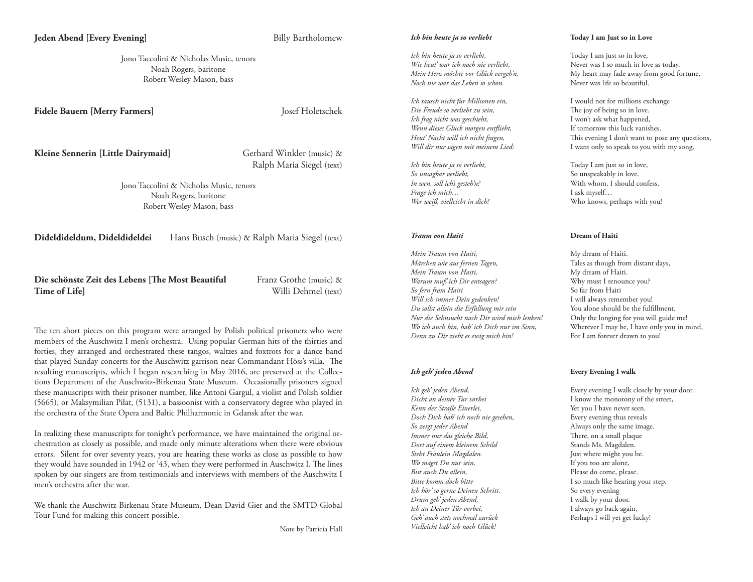**Jeden Abend [Every Evening]** Billy Bartholomew

Jono Taccolini & Nicholas Music, tenors
Noah Rogers, baritone
Robert Wesley Mason, bass

**Fidele Bauern [Merry Farmers]** Josef Holetschek

**Kleine Sennerin [Little Dairymaid]** Gerhard Winkler (music) & Ralph Maria Siegel (text)

Jono Taccolini & Nicholas Music, tenors
Noah Rogers, baritone
Robert Wesley Mason, bass

**Dideldideldum, Dideldideldei** Hans Busch (music) & Ralph Maria Siegel (text)

**Die schönste Zeit des Lebens [The Most Beautiful Time of Life]** Franz Grothe (music) & Willi Dehmel (text)

The ten short pieces on this program were arranged by Polish political prisoners who were members of the Auschwitz I men's orchestra. Using popular German hits of the thirties and forties, they arranged and orchestrated these tangos, waltzes and foxtrots for a dance band that played Sunday concerts for the Auschwitz garrison near Commandant Höss's villa. The resulting manuscripts, which I began researching in May 2016, are preserved at the Collections Department of the Auschwitz-Birkenau State Museum. Occasionally prisoners signed these manuscripts with their prisoner number, like Antoni Gargul, a violist and Polish soldier (5665), or Maksymilian Piłat, (5131), a bassoonist with a conservatory degree who played in the orchestra of the State Opera and Baltic Philharmonic in Gdansk after the war.

In realizing these manuscripts for tonight's performance, we have maintained the original orchestration as closely as possible, and made only minute alterations when there were obvious errors. Silent for over seventy years, you are hearing these works as close as possible to how they would have sounded in 1942 or '43, when they were performed in Auschwitz I. The lines spoken by our singers are from testimonials and interviews with members of the Auschwitz I men's orchestra after the war.

We thank the Auschwitz-Birkenau State Museum, Dean David Gier and the SMTD Global Tour Fund for making this concert possible.

Note by Patricia Hall

***Ich bin heute ja so verliebt***

*Ich bin heute ja so verliebt,*
*Wie heut' war ich noch nie verliebt,*
*Mein Herz möchte vor Glück vergeh'n,*
*Noch nie war das Leben so schön.*

*Ich tausch nicht für Millionen ein,*
*Die Freude so verliebt zu sein,*
*Ich frag nicht was geschieht,*
*Wenn dieses Glück morgen entflieht,*
*Heut' Nacht will ich nicht fragen,*
*Will dir nur sagen mit meinem Lied:*

*Ich bin heute ja so verliebt,*
*So unsagbar verliebt,*
*In wen, soll ich's gesteh'n?*
*Frage ich mich…*
*Wer weiß, vielleicht in dich!*

**Today I am Just so in Love**

Today I am just so in love,
Never was I so much in love as today.
My heart may fade away from good fortune,
Never was life so beautiful.

I would not for millions exchange
The joy of being so in love.
I won't ask what happened,
If tomorrow this luck vanishes.
This evening I don't want to pose any questions,
I want only to speak to you with my song.

Today I am just so in love,
So unspeakably in love.
With whom, I should confess,
I ask myself…
Who knows, perhaps with you!

***Traum von Haiti***

*Mein Traum von Haiti,*
*Märchen wie aus fernen Tagen,*
*Mein Traum von Haiti,*
*Warum muß ich Dir entsagen?*
*So fern from Haiti*
*Will ich immer Dein gedenken!*
*Du sollst allein die Erfüllung mir sein*
*Nur die Sehnsucht nach Dir wird mich lenken!*
*Wo ich auch bin, hab' ich Dich nur im Sinn,*
*Denn zu Dir zieht es ewig mich hin!*

**Dream of Haiti**

My dream of Haiti.
Tales as though from distant days,
My dream of Haiti.
Why must I renounce you?
So far from Haiti
I will always remember you!
You alone should be the fulfillment.
Only the longing for you will guide me!
Wherever I may be, I have only you in mind,
For I am forever drawn to you!

***Ich geh' jeden Abend***

*Ich geh' jeden Abend,*
*Dicht an deiner Tür vorbei*
*Kenn der Straße Einerlei,*
*Doch Dich hab' ich noch nie gesehen,*
*So zeigt jeder Abend*
*Immer nur das gleiche Bild,*
*Dort auf einem kleinem Schild*
*Steht Fräulein Magdalen.*
*Wo magst Du nur sein,*
*Bist auch Du allein,*
*Bitte komm doch bitte*
*Ich hör' so gerne Deinen Schritt.*
*Drum geh' jeden Abend,*
*Ich an Deiner Tür vorbei,*
*Geh' auch stets nochmal zurück*
*Vielleicht hab' ich noch Glück!*

**Every Evening I walk**

Every evening I walk closely by your door.
I know the monotony of the street,
Yet you I have never seen.
Every evening thus reveals
Always only the same image.
There, on a small plaque
Stands Ms. Magdalen.
Just where might you be.
If you too are alone,
Please do come, please.
I so much like hearing your step.
So every evening
I walk by your door.
I always go back again,
Perhaps I will yet get lucky!